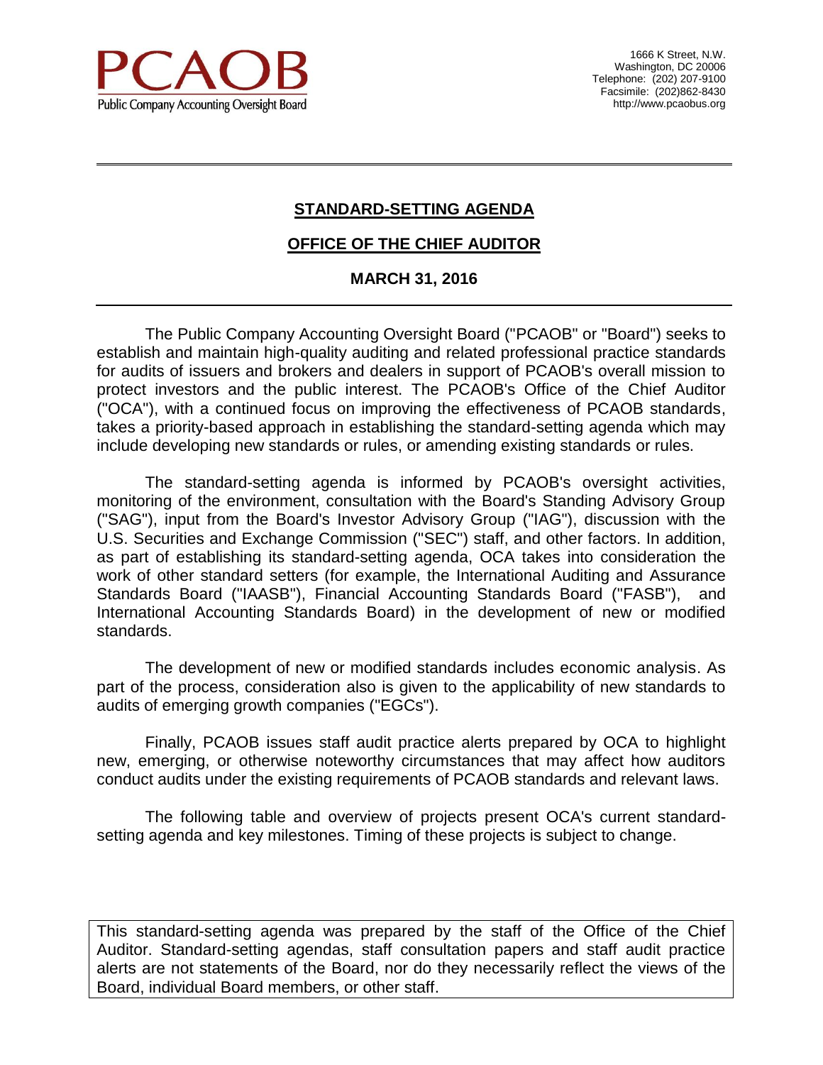PCAOB
Public Company Accounting Oversight Board

1666 K Street, N.W.
Washington, DC 20006
Telephone: (202) 207-9100
Facsimile: (202)862-8430
http://www.pcaobus.org

# STANDARD-SETTING AGENDA

## OFFICE OF THE CHIEF AUDITOR

### MARCH 31, 2016

The Public Company Accounting Oversight Board ("PCAOB" or "Board") seeks to establish and maintain high-quality auditing and related professional practice standards for audits of issuers and brokers and dealers in support of PCAOB's overall mission to protect investors and the public interest. The PCAOB's Office of the Chief Auditor ("OCA"), with a continued focus on improving the effectiveness of PCAOB standards, takes a priority-based approach in establishing the standard-setting agenda which may include developing new standards or rules, or amending existing standards or rules.

The standard-setting agenda is informed by PCAOB's oversight activities, monitoring of the environment, consultation with the Board's Standing Advisory Group ("SAG"), input from the Board's Investor Advisory Group ("IAG"), discussion with the U.S. Securities and Exchange Commission ("SEC") staff, and other factors. In addition, as part of establishing its standard-setting agenda, OCA takes into consideration the work of other standard setters (for example, the International Auditing and Assurance Standards Board ("IAASB"), Financial Accounting Standards Board ("FASB"), and International Accounting Standards Board) in the development of new or modified standards.

The development of new or modified standards includes economic analysis. As part of the process, consideration also is given to the applicability of new standards to audits of emerging growth companies ("EGCs").

Finally, PCAOB issues staff audit practice alerts prepared by OCA to highlight new, emerging, or otherwise noteworthy circumstances that may affect how auditors conduct audits under the existing requirements of PCAOB standards and relevant laws.

The following table and overview of projects present OCA's current standard-setting agenda and key milestones. Timing of these projects is subject to change.

This standard-setting agenda was prepared by the staff of the Office of the Chief Auditor. Standard-setting agendas, staff consultation papers and staff audit practice alerts are not statements of the Board, nor do they necessarily reflect the views of the Board, individual Board members, or other staff.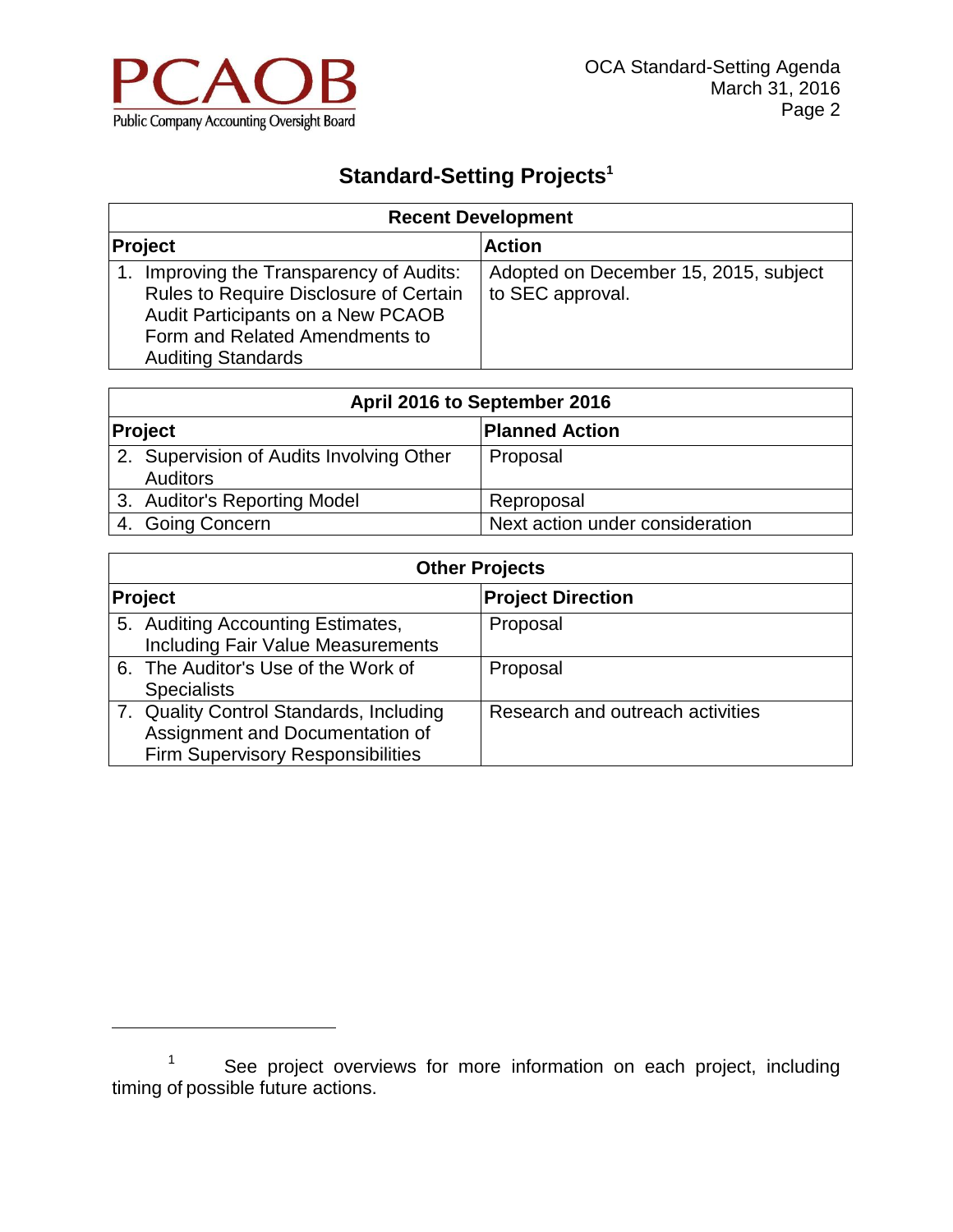## Standard-Setting Projects[1]

| Recent Development | |
|---|---|
| **Project** | **Action** |
| 1. Improving the Transparency of Audits: Rules to Require Disclosure of Certain Audit Participants on a New PCAOB Form and Related Amendments to Auditing Standards | Adopted on December 15, 2015, subject to SEC approval. |

| April 2016 to September 2016 | |
|---|---|
| **Project** | **Planned Action** |
| 2. Supervision of Audits Involving Other Auditors | Proposal |
| 3. Auditor's Reporting Model | Reproposal |
| 4. Going Concern | Next action under consideration |

| Other Projects | |
|---|---|
| **Project** | **Project Direction** |
| 5. Auditing Accounting Estimates, Including Fair Value Measurements | Proposal |
| 6. The Auditor's Use of the Work of Specialists | Proposal |
| 7. Quality Control Standards, Including Assignment and Documentation of Firm Supervisory Responsibilities | Research and outreach activities |

[1] See project overviews for more information on each project, including timing of possible future actions.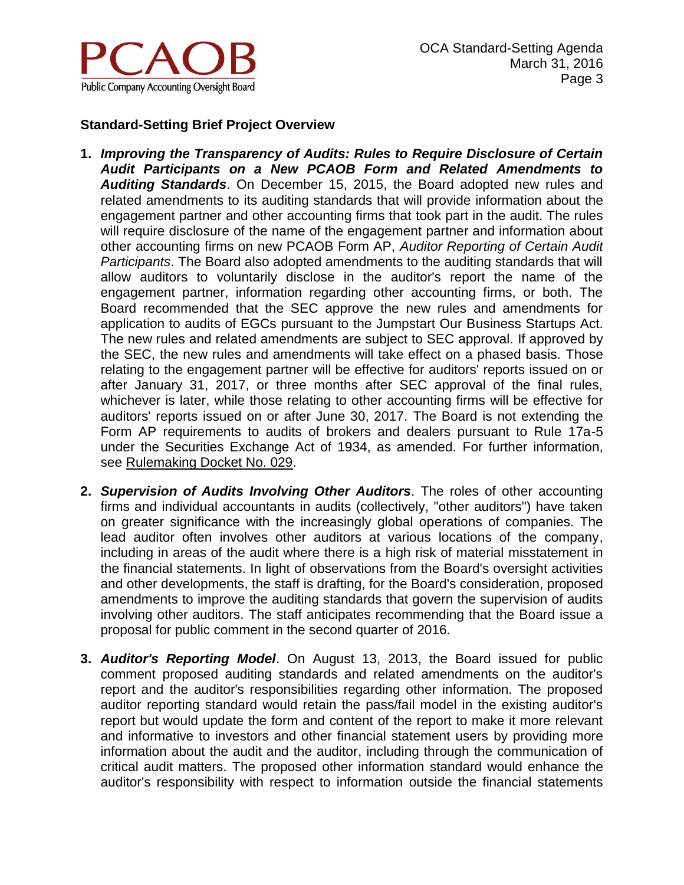## Standard-Setting Brief Project Overview

1. ***Improving the Transparency of Audits: Rules to Require Disclosure of Certain Audit Participants on a New PCAOB Form and Related Amendments to Auditing Standards***. On December 15, 2015, the Board adopted new rules and related amendments to its auditing standards that will provide information about the engagement partner and other accounting firms that took part in the audit. The rules will require disclosure of the name of the engagement partner and information about other accounting firms on new PCAOB Form AP, *Auditor Reporting of Certain Audit Participants*. The Board also adopted amendments to the auditing standards that will allow auditors to voluntarily disclose in the auditor's report the name of the engagement partner, information regarding other accounting firms, or both. The Board recommended that the SEC approve the new rules and amendments for application to audits of EGCs pursuant to the Jumpstart Our Business Startups Act. The new rules and related amendments are subject to SEC approval. If approved by the SEC, the new rules and amendments will take effect on a phased basis. Those relating to the engagement partner will be effective for auditors' reports issued on or after January 31, 2017, or three months after SEC approval of the final rules, whichever is later, while those relating to other accounting firms will be effective for auditors' reports issued on or after June 30, 2017. The Board is not extending the Form AP requirements to audits of brokers and dealers pursuant to Rule 17a-5 under the Securities Exchange Act of 1934, as amended. For further information, see Rulemaking Docket No. 029.

2. ***Supervision of Audits Involving Other Auditors***. The roles of other accounting firms and individual accountants in audits (collectively, "other auditors") have taken on greater significance with the increasingly global operations of companies. The lead auditor often involves other auditors at various locations of the company, including in areas of the audit where there is a high risk of material misstatement in the financial statements. In light of observations from the Board's oversight activities and other developments, the staff is drafting, for the Board's consideration, proposed amendments to improve the auditing standards that govern the supervision of audits involving other auditors. The staff anticipates recommending that the Board issue a proposal for public comment in the second quarter of 2016.

3. ***Auditor's Reporting Model***. On August 13, 2013, the Board issued for public comment proposed auditing standards and related amendments on the auditor's report and the auditor's responsibilities regarding other information. The proposed auditor reporting standard would retain the pass/fail model in the existing auditor's report but would update the form and content of the report to make it more relevant and informative to investors and other financial statement users by providing more information about the audit and the auditor, including through the communication of critical audit matters. The proposed other information standard would enhance the auditor's responsibility with respect to information outside the financial statements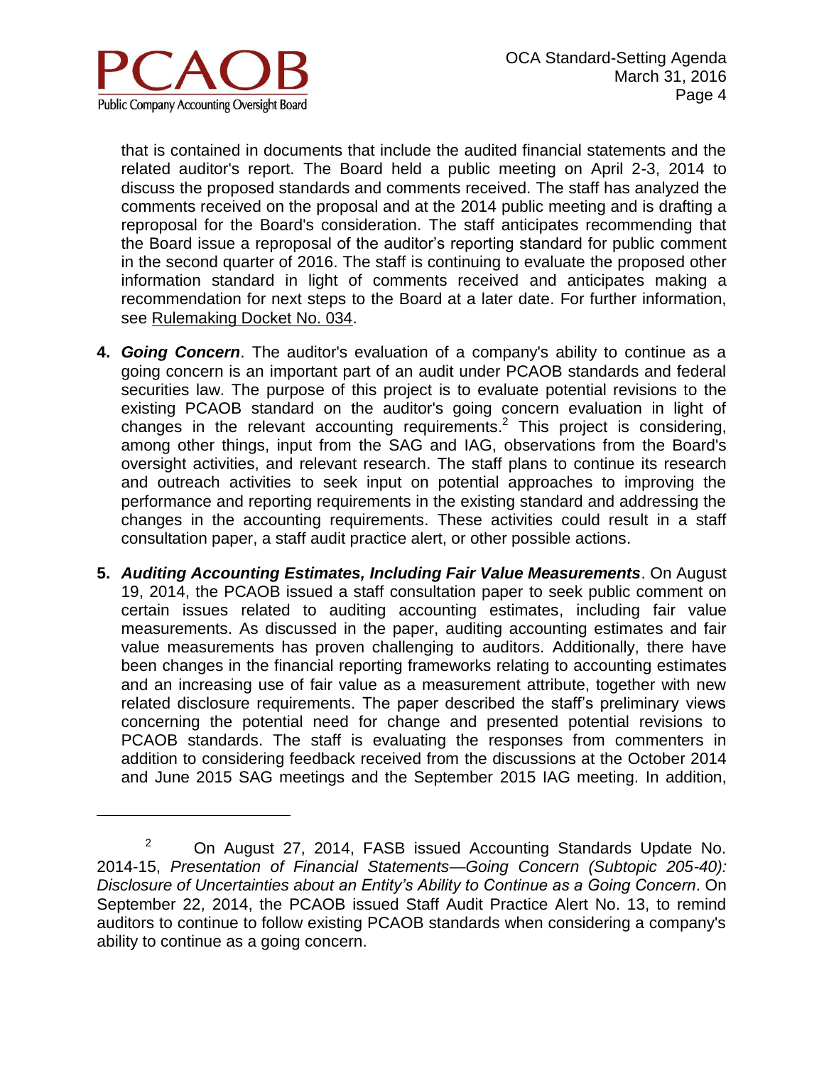that is contained in documents that include the audited financial statements and the related auditor's report. The Board held a public meeting on April 2-3, 2014 to discuss the proposed standards and comments received. The staff has analyzed the comments received on the proposal and at the 2014 public meeting and is drafting a reproposal for the Board's consideration. The staff anticipates recommending that the Board issue a reproposal of the auditor's reporting standard for public comment in the second quarter of 2016. The staff is continuing to evaluate the proposed other information standard in light of comments received and anticipates making a recommendation for next steps to the Board at a later date. For further information, see Rulemaking Docket No. 034.

4. ***Going Concern***. The auditor's evaluation of a company's ability to continue as a going concern is an important part of an audit under PCAOB standards and federal securities law. The purpose of this project is to evaluate potential revisions to the existing PCAOB standard on the auditor's going concern evaluation in light of changes in the relevant accounting requirements.[2] This project is considering, among other things, input from the SAG and IAG, observations from the Board's oversight activities, and relevant research. The staff plans to continue its research and outreach activities to seek input on potential approaches to improving the performance and reporting requirements in the existing standard and addressing the changes in the accounting requirements. These activities could result in a staff consultation paper, a staff audit practice alert, or other possible actions.

5. ***Auditing Accounting Estimates, Including Fair Value Measurements***. On August 19, 2014, the PCAOB issued a staff consultation paper to seek public comment on certain issues related to auditing accounting estimates, including fair value measurements. As discussed in the paper, auditing accounting estimates and fair value measurements has proven challenging to auditors. Additionally, there have been changes in the financial reporting frameworks relating to accounting estimates and an increasing use of fair value as a measurement attribute, together with new related disclosure requirements. The paper described the staff's preliminary views concerning the potential need for change and presented potential revisions to PCAOB standards. The staff is evaluating the responses from commenters in addition to considering feedback received from the discussions at the October 2014 and June 2015 SAG meetings and the September 2015 IAG meeting. In addition,

---

[2] On August 27, 2014, FASB issued Accounting Standards Update No. 2014-15, *Presentation of Financial Statements—Going Concern (Subtopic 205-40): Disclosure of Uncertainties about an Entity's Ability to Continue as a Going Concern*. On September 22, 2014, the PCAOB issued Staff Audit Practice Alert No. 13, to remind auditors to continue to follow existing PCAOB standards when considering a company's ability to continue as a going concern.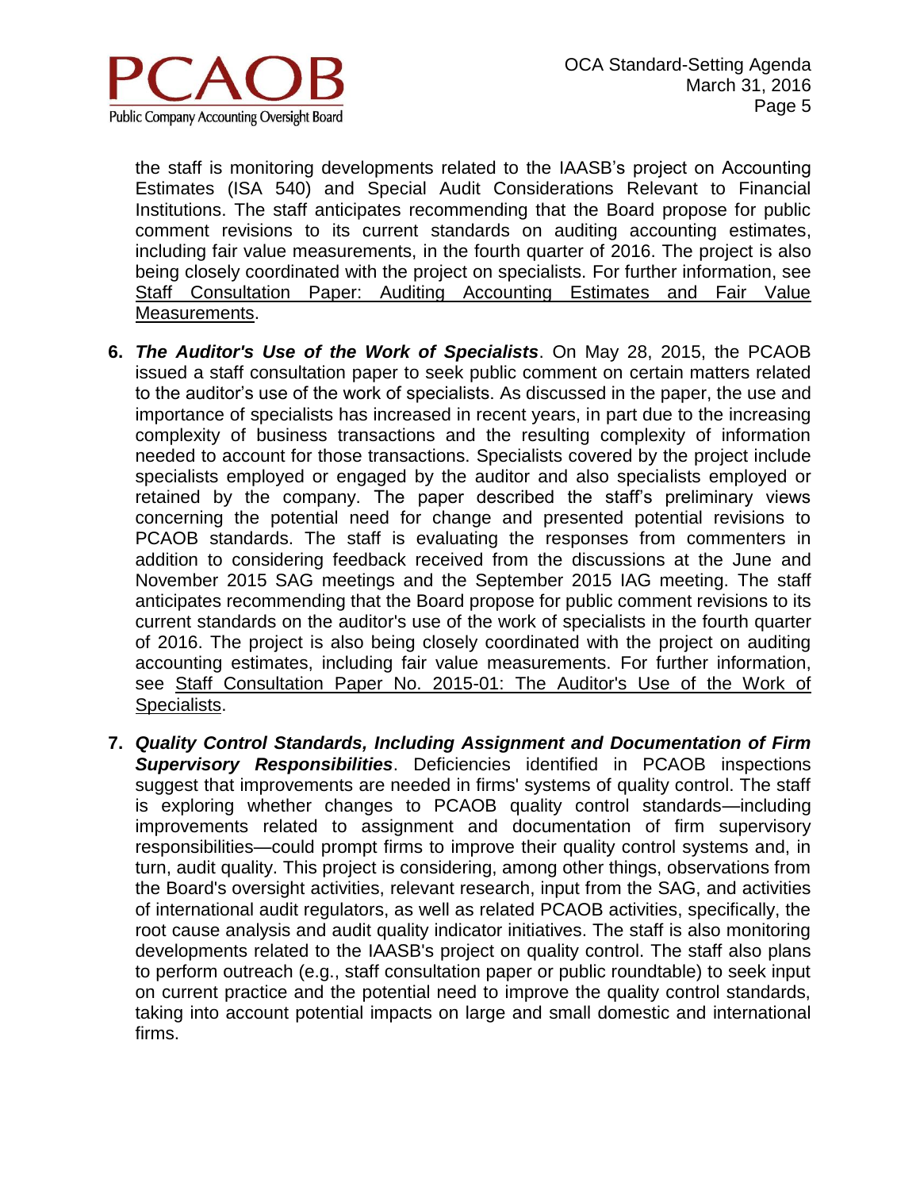the staff is monitoring developments related to the IAASB's project on Accounting Estimates (ISA 540) and Special Audit Considerations Relevant to Financial Institutions. The staff anticipates recommending that the Board propose for public comment revisions to its current standards on auditing accounting estimates, including fair value measurements, in the fourth quarter of 2016. The project is also being closely coordinated with the project on specialists. For further information, see Staff Consultation Paper: Auditing Accounting Estimates and Fair Value Measurements.

6. ***The Auditor's Use of the Work of Specialists***. On May 28, 2015, the PCAOB issued a staff consultation paper to seek public comment on certain matters related to the auditor's use of the work of specialists. As discussed in the paper, the use and importance of specialists has increased in recent years, in part due to the increasing complexity of business transactions and the resulting complexity of information needed to account for those transactions. Specialists covered by the project include specialists employed or engaged by the auditor and also specialists employed or retained by the company. The paper described the staff's preliminary views concerning the potential need for change and presented potential revisions to PCAOB standards. The staff is evaluating the responses from commenters in addition to considering feedback received from the discussions at the June and November 2015 SAG meetings and the September 2015 IAG meeting. The staff anticipates recommending that the Board propose for public comment revisions to its current standards on the auditor's use of the work of specialists in the fourth quarter of 2016. The project is also being closely coordinated with the project on auditing accounting estimates, including fair value measurements. For further information, see Staff Consultation Paper No. 2015-01: The Auditor's Use of the Work of Specialists.

7. ***Quality Control Standards, Including Assignment and Documentation of Firm Supervisory Responsibilities***. Deficiencies identified in PCAOB inspections suggest that improvements are needed in firms' systems of quality control. The staff is exploring whether changes to PCAOB quality control standards—including improvements related to assignment and documentation of firm supervisory responsibilities—could prompt firms to improve their quality control systems and, in turn, audit quality. This project is considering, among other things, observations from the Board's oversight activities, relevant research, input from the SAG, and activities of international audit regulators, as well as related PCAOB activities, specifically, the root cause analysis and audit quality indicator initiatives. The staff is also monitoring developments related to the IAASB's project on quality control. The staff also plans to perform outreach (e.g., staff consultation paper or public roundtable) to seek input on current practice and the potential need to improve the quality control standards, taking into account potential impacts on large and small domestic and international firms.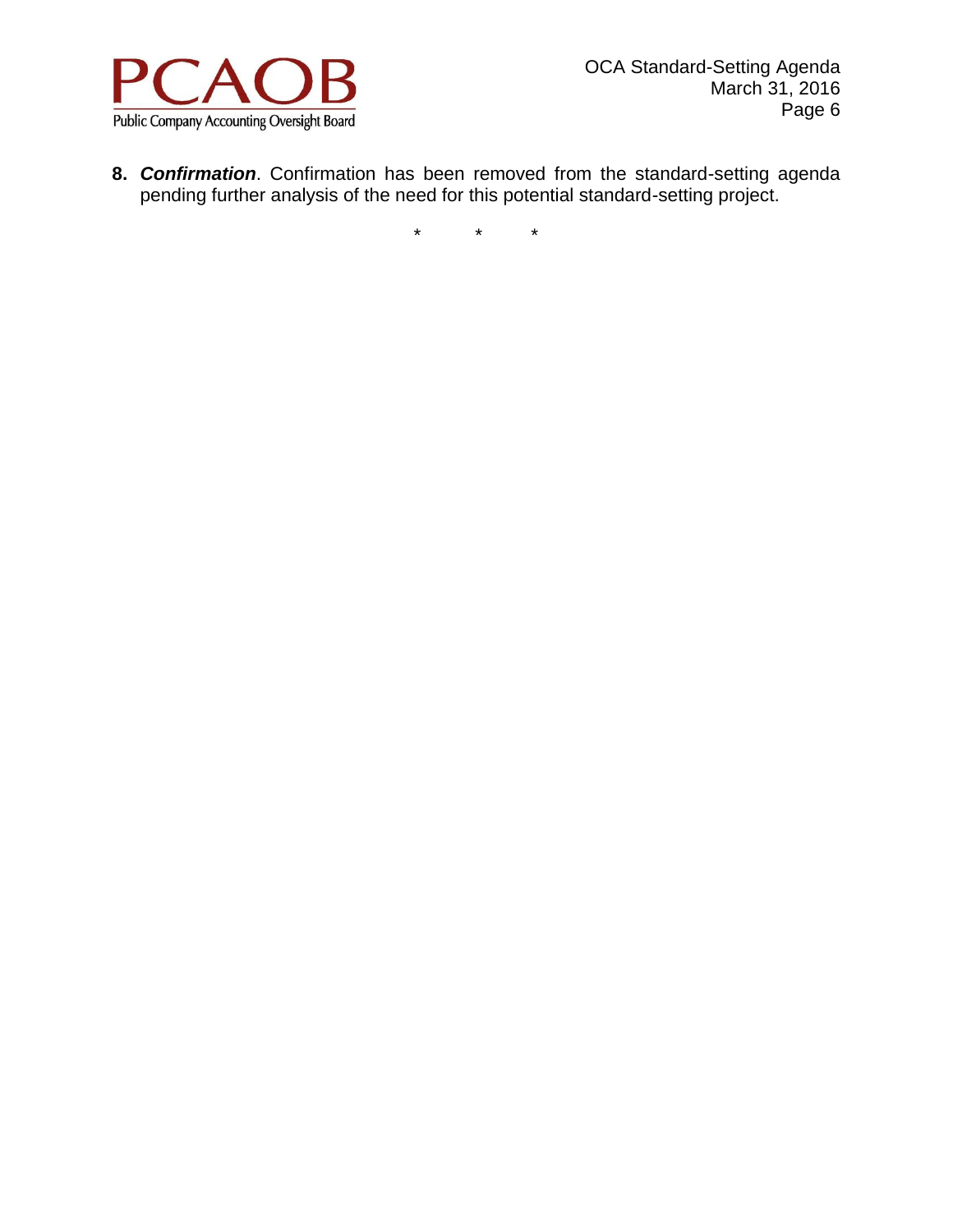8. ***Confirmation***. Confirmation has been removed from the standard-setting agenda pending further analysis of the need for this potential standard-setting project.

\* \* \*

8. ***Confirmation***. Confirmation has been removed from the standard-setting agenda pending further analysis of the need for this potential standard-setting project.

*          *          *